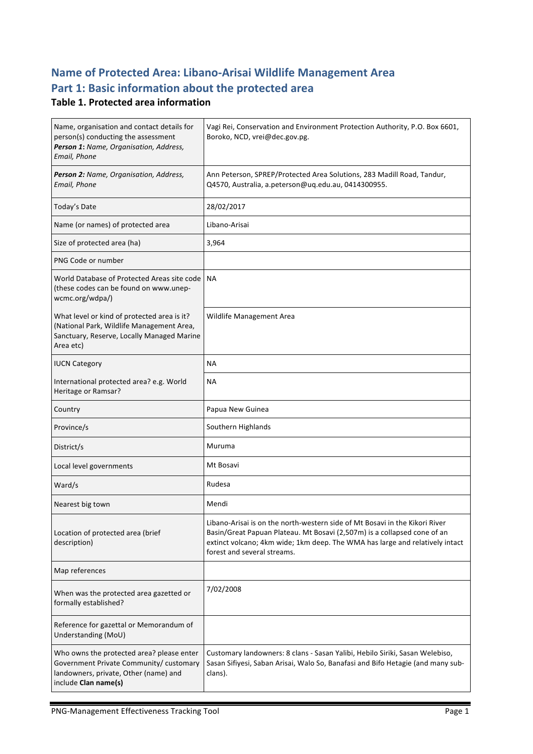# Name of Protected Area: Libano-Arisai Wildlife Management Area

# Part 1: Basic information about the protected area

### Table 1. Protected area information

| | |
|---|---|
| Name, organisation and contact details for person(s) conducting the assessment<br>***Person 1**: Name, Organisation, Address, Email, Phone* | Vagi Rei, Conservation and Environment Protection Authority, P.O. Box 6601, Boroko, NCD, vrei@dec.gov.pg. |
| ***Person 2**: Name, Organisation, Address, Email, Phone* | Ann Peterson, SPREP/Protected Area Solutions, 283 Madill Road, Tandur, Q4570, Australia, a.peterson@uq.edu.au, 0414300955. |
| Today's Date | 28/02/2017 |
| Name (or names) of protected area | Libano-Arisai |
| Size of protected area (ha) | 3,964 |
| PNG Code or number | |
| World Database of Protected Areas site code (these codes can be found on www.unep-wcmc.org/wdpa/) | NA |
| What level or kind of protected area is it? (National Park, Wildlife Management Area, Sanctuary, Reserve, Locally Managed Marine Area etc) | Wildlife Management Area |
| IUCN Category | NA |
| International protected area? e.g. World Heritage or Ramsar? | NA |
| Country | Papua New Guinea |
| Province/s | Southern Highlands |
| District/s | Muruma |
| Local level governments | Mt Bosavi |
| Ward/s | Rudesa |
| Nearest big town | Mendi |
| Location of protected area (brief description) | Libano-Arisai is on the north-western side of Mt Bosavi in the Kikori River Basin/Great Papuan Plateau. Mt Bosavi (2,507m) is a collapsed cone of an extinct volcano; 4km wide; 1km deep. The WMA has large and relatively intact forest and several streams. |
| Map references | |
| When was the protected area gazetted or formally established? | 7/02/2008 |
| Reference for gazettal or Memorandum of Understanding (MoU) | |
| Who owns the protected area? please enter Government Private Community/ customary landowners, private, Other (name) and include **Clan name(s)** | Customary landowners: 8 clans - Sasan Yalibi, Hebilo Siriki, Sasan Welebiso, Sasan Sifiyesi, Saban Arisai, Walo So, Banafasi and Bifo Hetagie (and many sub-clans). |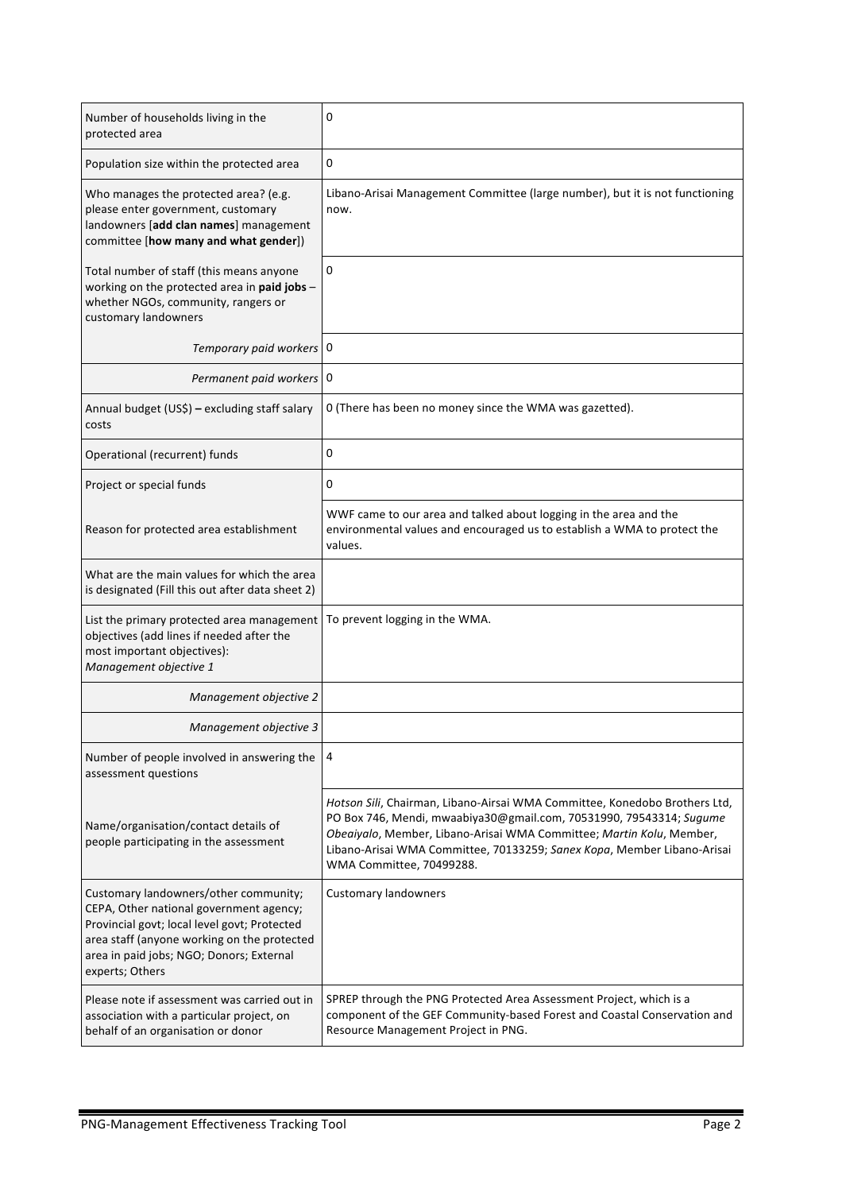| | |
|---|---|
| Number of households living in the protected area | 0 |
| Population size within the protected area | 0 |
| Who manages the protected area? (e.g. please enter government, customary landowners [**add clan names**] management committee [**how many and what gender**]) | Libano-Arisai Management Committee (large number), but it is not functioning now. |
| Total number of staff (this means anyone working on the protected area in **paid jobs** – whether NGOs, community, rangers or customary landowners | 0 |
| *Temporary paid workers* | 0 |
| *Permanent paid workers* | 0 |
| Annual budget (US$) **–** excluding staff salary costs | 0 (There has been no money since the WMA was gazetted). |
| Operational (recurrent) funds | 0 |
| Project or special funds | 0 |
| Reason for protected area establishment | WWF came to our area and talked about logging in the area and the environmental values and encouraged us to establish a WMA to protect the values. |
| What are the main values for which the area is designated (Fill this out after data sheet 2) | |
| List the primary protected area management objectives (add lines if needed after the most important objectives): *Management objective 1* | To prevent logging in the WMA. |
| *Management objective 2* | |
| *Management objective 3* | |
| Number of people involved in answering the assessment questions | 4 |
| Name/organisation/contact details of people participating in the assessment | *Hotson Sili*, Chairman, Libano-Airsai WMA Committee, Konedobo Brothers Ltd, PO Box 746, Mendi, mwaabiya30@gmail.com, 70531990, 79543314; *Sugume Obeaiyalo*, Member, Libano-Arisai WMA Committee; *Martin Kolu*, Member, Libano-Arisai WMA Committee, 70133259; *Sanex Kopa*, Member Libano-Arisai WMA Committee, 70499288. |
| Customary landowners/other community; CEPA, Other national government agency; Provincial govt; local level govt; Protected area staff (anyone working on the protected area in paid jobs; NGO; Donors; External experts; Others | Customary landowners |
| Please note if assessment was carried out in association with a particular project, on behalf of an organisation or donor | SPREP through the PNG Protected Area Assessment Project, which is a component of the GEF Community-based Forest and Coastal Conservation and Resource Management Project in PNG. |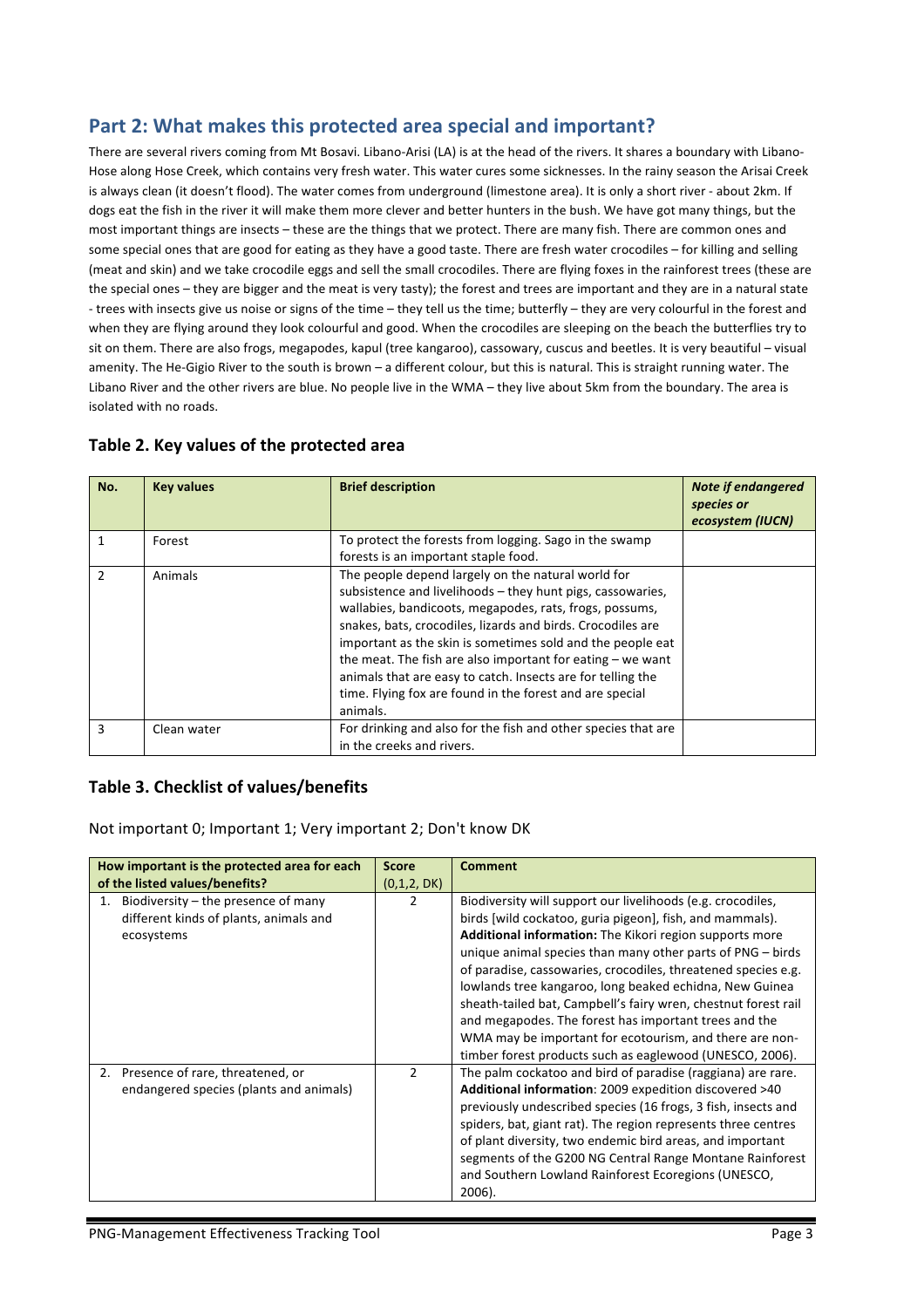## Part 2: What makes this protected area special and important?

There are several rivers coming from Mt Bosavi. Libano-Arisi (LA) is at the head of the rivers. It shares a boundary with Libano-Hose along Hose Creek, which contains very fresh water. This water cures some sicknesses. In the rainy season the Arisai Creek is always clean (it doesn't flood). The water comes from underground (limestone area). It is only a short river - about 2km. If dogs eat the fish in the river it will make them more clever and better hunters in the bush. We have got many things, but the most important things are insects – these are the things that we protect. There are many fish. There are common ones and some special ones that are good for eating as they have a good taste. There are fresh water crocodiles – for killing and selling (meat and skin) and we take crocodile eggs and sell the small crocodiles. There are flying foxes in the rainforest trees (these are the special ones – they are bigger and the meat is very tasty); the forest and trees are important and they are in a natural state - trees with insects give us noise or signs of the time – they tell us the time; butterfly – they are very colourful in the forest and when they are flying around they look colourful and good. When the crocodiles are sleeping on the beach the butterflies try to sit on them. There are also frogs, megapodes, kapul (tree kangaroo), cassowary, cuscus and beetles. It is very beautiful – visual amenity. The He-Gigio River to the south is brown – a different colour, but this is natural. This is straight running water. The Libano River and the other rivers are blue. No people live in the WMA – they live about 5km from the boundary. The area is isolated with no roads.

### Table 2. Key values of the protected area

| No. | Key values | Brief description | *Note if endangered species or ecosystem (IUCN)* |
|---|---|---|---|
| 1 | Forest | To protect the forests from logging. Sago in the swamp forests is an important staple food. | |
| 2 | Animals | The people depend largely on the natural world for subsistence and livelihoods – they hunt pigs, cassowaries, wallabies, bandicoots, megapodes, rats, frogs, possums, snakes, bats, crocodiles, lizards and birds. Crocodiles are important as the skin is sometimes sold and the people eat the meat. The fish are also important for eating – we want animals that are easy to catch. Insects are for telling the time. Flying fox are found in the forest and are special animals. | |
| 3 | Clean water | For drinking and also for the fish and other species that are in the creeks and rivers. | |

### Table 3. Checklist of values/benefits

Not important 0; Important 1; Very important 2; Don't know DK

| How important is the protected area for each of the listed values/benefits? | Score (0,1,2, DK) | Comment |
|---|---|---|
| 1. Biodiversity – the presence of many different kinds of plants, animals and ecosystems | 2 | Biodiversity will support our livelihoods (e.g. crocodiles, birds [wild cockatoo, guria pigeon], fish, and mammals). **Additional information:** The Kikori region supports more unique animal species than many other parts of PNG – birds of paradise, cassowaries, crocodiles, threatened species e.g. lowlands tree kangaroo, long beaked echidna, New Guinea sheath-tailed bat, Campbell's fairy wren, chestnut forest rail and megapodes. The forest has important trees and the WMA may be important for ecotourism, and there are non-timber forest products such as eaglewood (UNESCO, 2006). |
| 2. Presence of rare, threatened, or endangered species (plants and animals) | 2 | The palm cockatoo and bird of paradise (raggiana) are rare. **Additional information**: 2009 expedition discovered >40 previously undescribed species (16 frogs, 3 fish, insects and spiders, bat, giant rat). The region represents three centres of plant diversity, two endemic bird areas, and important segments of the G200 NG Central Range Montane Rainforest and Southern Lowland Rainforest Ecoregions (UNESCO, 2006). |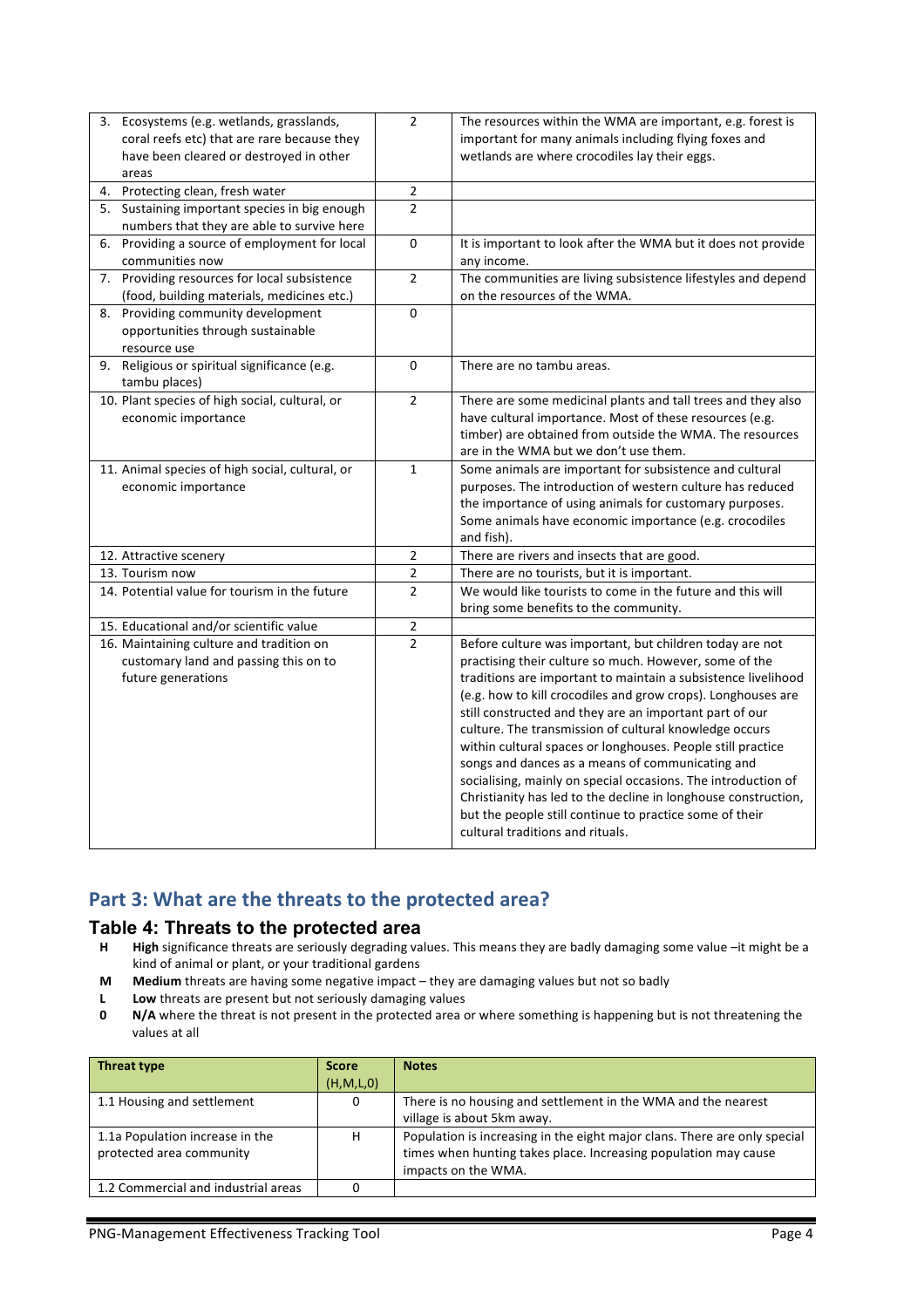| | | |
|---|---|---|
| 3. Ecosystems (e.g. wetlands, grasslands, coral reefs etc) that are rare because they have been cleared or destroyed in other areas | 2 | The resources within the WMA are important, e.g. forest is important for many animals including flying foxes and wetlands are where crocodiles lay their eggs. |
| 4. Protecting clean, fresh water | 2 | |
| 5. Sustaining important species in big enough numbers that they are able to survive here | 2 | |
| 6. Providing a source of employment for local communities now | 0 | It is important to look after the WMA but it does not provide any income. |
| 7. Providing resources for local subsistence (food, building materials, medicines etc.) | 2 | The communities are living subsistence lifestyles and depend on the resources of the WMA. |
| 8. Providing community development opportunities through sustainable resource use | 0 | |
| 9. Religious or spiritual significance (e.g. tambu places) | 0 | There are no tambu areas. |
| 10. Plant species of high social, cultural, or economic importance | 2 | There are some medicinal plants and tall trees and they also have cultural importance. Most of these resources (e.g. timber) are obtained from outside the WMA. The resources are in the WMA but we don't use them. |
| 11. Animal species of high social, cultural, or economic importance | 1 | Some animals are important for subsistence and cultural purposes. The introduction of western culture has reduced the importance of using animals for customary purposes. Some animals have economic importance (e.g. crocodiles and fish). |
| 12. Attractive scenery | 2 | There are rivers and insects that are good. |
| 13. Tourism now | 2 | There are no tourists, but it is important. |
| 14. Potential value for tourism in the future | 2 | We would like tourists to come in the future and this will bring some benefits to the community. |
| 15. Educational and/or scientific value | 2 | |
| 16. Maintaining culture and tradition on customary land and passing this on to future generations | 2 | Before culture was important, but children today are not practising their culture so much. However, some of the traditions are important to maintain a subsistence livelihood (e.g. how to kill crocodiles and grow crops). Longhouses are still constructed and they are an important part of our culture. The transmission of cultural knowledge occurs within cultural spaces or longhouses. People still practice songs and dances as a means of communicating and socialising, mainly on special occasions. The introduction of Christianity has led to the decline in longhouse construction, but the people still continue to practice some of their cultural traditions and rituals. |

## Part 3: What are the threats to the protected area?

### Table 4: Threats to the protected area

- **H** **High** significance threats are seriously degrading values. This means they are badly damaging some value –it might be a kind of animal or plant, or your traditional gardens
- **M** **Medium** threats are having some negative impact – they are damaging values but not so badly
- **L** **Low** threats are present but not seriously damaging values
- **0** **N/A** where the threat is not present in the protected area or where something is happening but is not threatening the values at all

| Threat type | Score (H,M,L,0) | Notes |
|---|---|---|
| 1.1 Housing and settlement | 0 | There is no housing and settlement in the WMA and the nearest village is about 5km away. |
| 1.1a Population increase in the protected area community | H | Population is increasing in the eight major clans. There are only special times when hunting takes place. Increasing population may cause impacts on the WMA. |
| 1.2 Commercial and industrial areas | 0 | |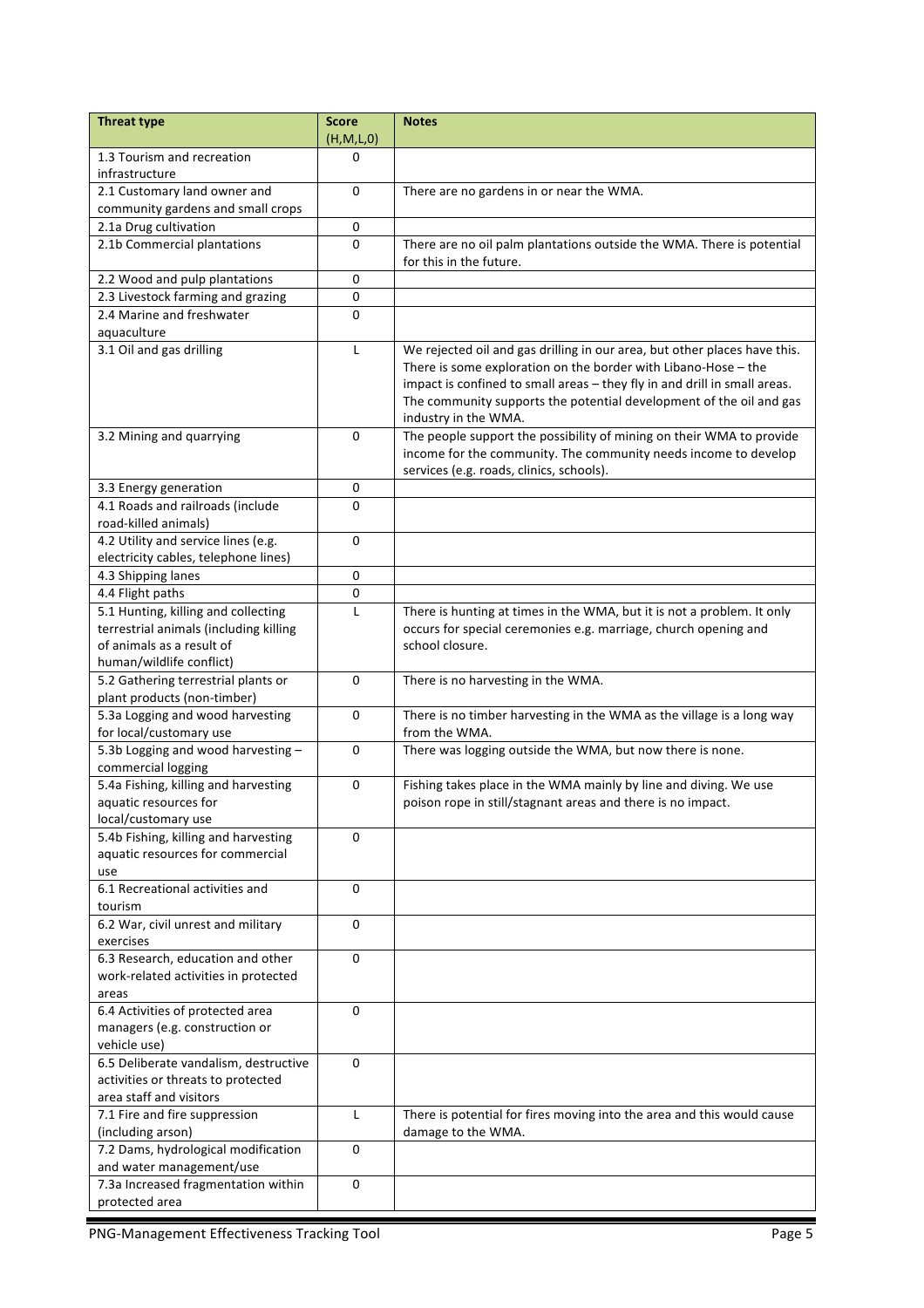| Threat type | Score (H,M,L,0) | Notes |
|---|---|---|
| 1.3 Tourism and recreation infrastructure | 0 | |
| 2.1 Customary land owner and community gardens and small crops | 0 | There are no gardens in or near the WMA. |
| 2.1a Drug cultivation | 0 | |
| 2.1b Commercial plantations | 0 | There are no oil palm plantations outside the WMA. There is potential for this in the future. |
| 2.2 Wood and pulp plantations | 0 | |
| 2.3 Livestock farming and grazing | 0 | |
| 2.4 Marine and freshwater aquaculture | 0 | |
| 3.1 Oil and gas drilling | L | We rejected oil and gas drilling in our area, but other places have this. There is some exploration on the border with Libano-Hose – the impact is confined to small areas – they fly in and drill in small areas. The community supports the potential development of the oil and gas industry in the WMA. |
| 3.2 Mining and quarrying | 0 | The people support the possibility of mining on their WMA to provide income for the community. The community needs income to develop services (e.g. roads, clinics, schools). |
| 3.3 Energy generation | 0 | |
| 4.1 Roads and railroads (include road-killed animals) | 0 | |
| 4.2 Utility and service lines (e.g. electricity cables, telephone lines) | 0 | |
| 4.3 Shipping lanes | 0 | |
| 4.4 Flight paths | 0 | |
| 5.1 Hunting, killing and collecting terrestrial animals (including killing of animals as a result of human/wildlife conflict) | L | There is hunting at times in the WMA, but it is not a problem. It only occurs for special ceremonies e.g. marriage, church opening and school closure. |
| 5.2 Gathering terrestrial plants or plant products (non-timber) | 0 | There is no harvesting in the WMA. |
| 5.3a Logging and wood harvesting for local/customary use | 0 | There is no timber harvesting in the WMA as the village is a long way from the WMA. |
| 5.3b Logging and wood harvesting – commercial logging | 0 | There was logging outside the WMA, but now there is none. |
| 5.4a Fishing, killing and harvesting aquatic resources for local/customary use | 0 | Fishing takes place in the WMA mainly by line and diving. We use poison rope in still/stagnant areas and there is no impact. |
| 5.4b Fishing, killing and harvesting aquatic resources for commercial use | 0 | |
| 6.1 Recreational activities and tourism | 0 | |
| 6.2 War, civil unrest and military exercises | 0 | |
| 6.3 Research, education and other work-related activities in protected areas | 0 | |
| 6.4 Activities of protected area managers (e.g. construction or vehicle use) | 0 | |
| 6.5 Deliberate vandalism, destructive activities or threats to protected area staff and visitors | 0 | |
| 7.1 Fire and fire suppression (including arson) | L | There is potential for fires moving into the area and this would cause damage to the WMA. |
| 7.2 Dams, hydrological modification and water management/use | 0 | |
| 7.3a Increased fragmentation within protected area | 0 | |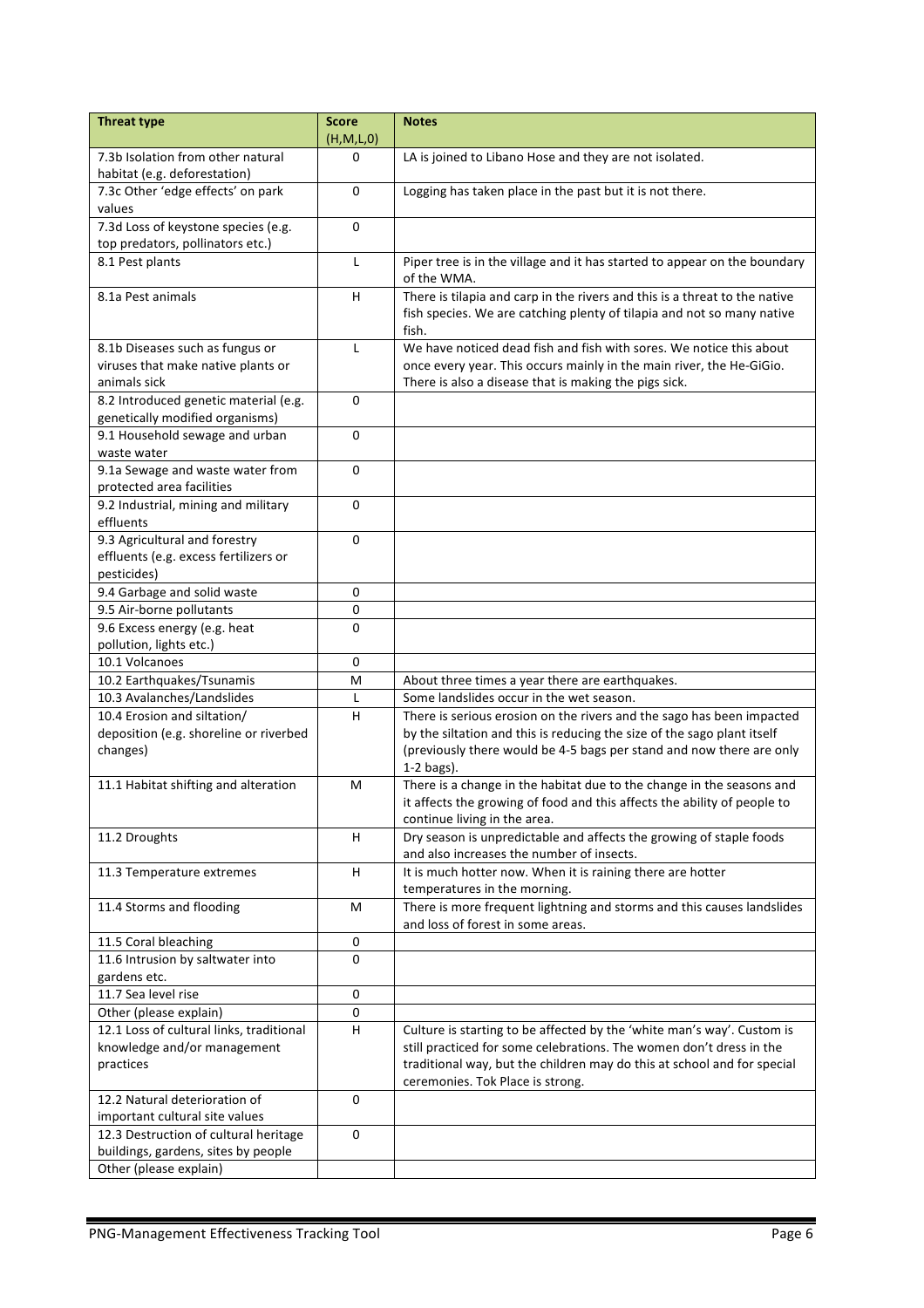| Threat type | Score (H,M,L,0) | Notes |
|---|---|---|
| 7.3b Isolation from other natural habitat (e.g. deforestation) | 0 | LA is joined to Libano Hose and they are not isolated. |
| 7.3c Other 'edge effects' on park values | 0 | Logging has taken place in the past but it is not there. |
| 7.3d Loss of keystone species (e.g. top predators, pollinators etc.) | 0 | |
| 8.1 Pest plants | L | Piper tree is in the village and it has started to appear on the boundary of the WMA. |
| 8.1a Pest animals | H | There is tilapia and carp in the rivers and this is a threat to the native fish species. We are catching plenty of tilapia and not so many native fish. |
| 8.1b Diseases such as fungus or viruses that make native plants or animals sick | L | We have noticed dead fish and fish with sores. We notice this about once every year. This occurs mainly in the main river, the He-GiGio. There is also a disease that is making the pigs sick. |
| 8.2 Introduced genetic material (e.g. genetically modified organisms) | 0 | |
| 9.1 Household sewage and urban waste water | 0 | |
| 9.1a Sewage and waste water from protected area facilities | 0 | |
| 9.2 Industrial, mining and military effluents | 0 | |
| 9.3 Agricultural and forestry effluents (e.g. excess fertilizers or pesticides) | 0 | |
| 9.4 Garbage and solid waste | 0 | |
| 9.5 Air-borne pollutants | 0 | |
| 9.6 Excess energy (e.g. heat pollution, lights etc.) | 0 | |
| 10.1 Volcanoes | 0 | |
| 10.2 Earthquakes/Tsunamis | M | About three times a year there are earthquakes. |
| 10.3 Avalanches/Landslides | L | Some landslides occur in the wet season. |
| 10.4 Erosion and siltation/ deposition (e.g. shoreline or riverbed changes) | H | There is serious erosion on the rivers and the sago has been impacted by the siltation and this is reducing the size of the sago plant itself (previously there would be 4-5 bags per stand and now there are only 1-2 bags). |
| 11.1 Habitat shifting and alteration | M | There is a change in the habitat due to the change in the seasons and it affects the growing of food and this affects the ability of people to continue living in the area. |
| 11.2 Droughts | H | Dry season is unpredictable and affects the growing of staple foods and also increases the number of insects. |
| 11.3 Temperature extremes | H | It is much hotter now. When it is raining there are hotter temperatures in the morning. |
| 11.4 Storms and flooding | M | There is more frequent lightning and storms and this causes landslides and loss of forest in some areas. |
| 11.5 Coral bleaching | 0 | |
| 11.6 Intrusion by saltwater into gardens etc. | 0 | |
| 11.7 Sea level rise | 0 | |
| Other (please explain) | 0 | |
| 12.1 Loss of cultural links, traditional knowledge and/or management practices | H | Culture is starting to be affected by the 'white man's way'. Custom is still practiced for some celebrations. The women don't dress in the traditional way, but the children may do this at school and for special ceremonies. Tok Place is strong. |
| 12.2 Natural deterioration of important cultural site values | 0 | |
| 12.3 Destruction of cultural heritage buildings, gardens, sites by people | 0 | |
| Other (please explain) | | |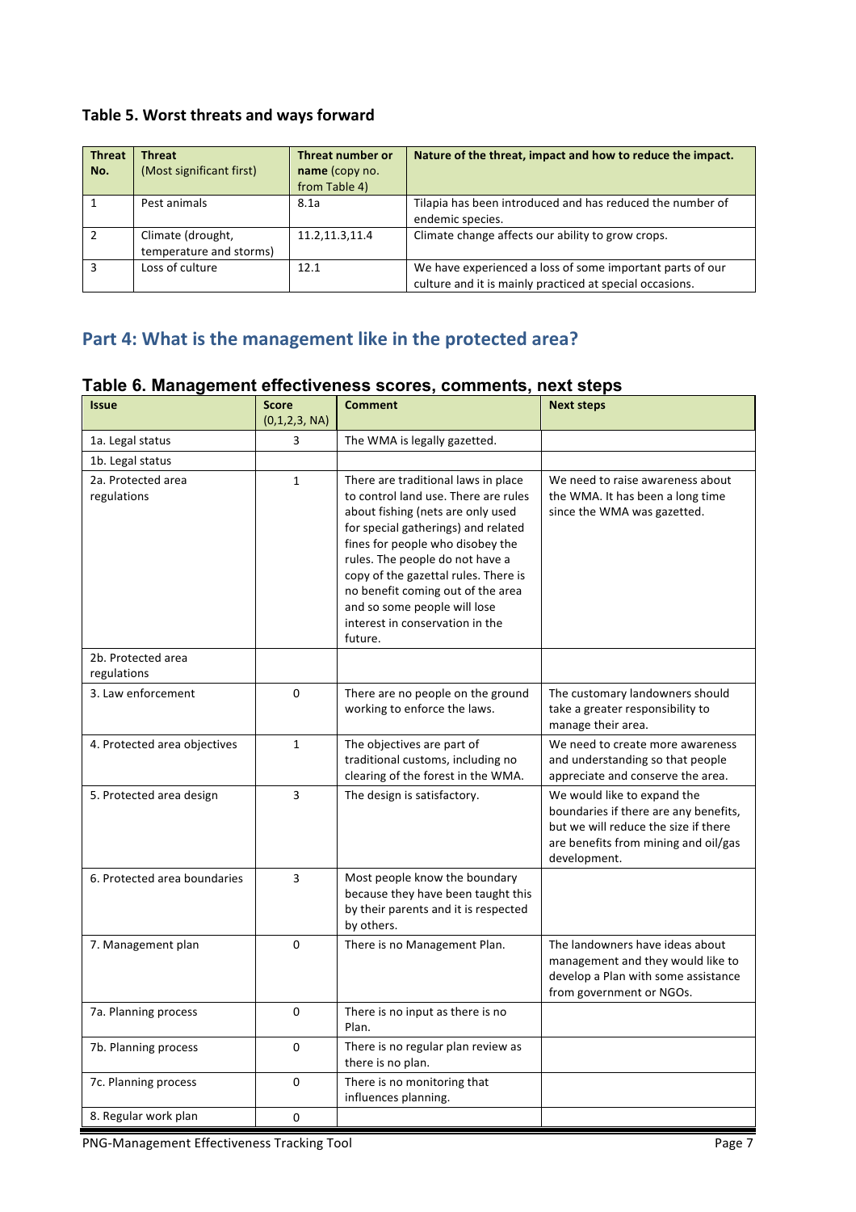### Table 5. Worst threats and ways forward

| Threat No. | Threat (Most significant first) | Threat number or name (copy no. from Table 4) | Nature of the threat, impact and how to reduce the impact. |
|---|---|---|---|
| 1 | Pest animals | 8.1a | Tilapia has been introduced and has reduced the number of endemic species. |
| 2 | Climate (drought, temperature and storms) | 11.2,11.3,11.4 | Climate change affects our ability to grow crops. |
| 3 | Loss of culture | 12.1 | We have experienced a loss of some important parts of our culture and it is mainly practiced at special occasions. |

## Part 4: What is the management like in the protected area?

### Table 6. Management effectiveness scores, comments, next steps

| Issue | Score (0,1,2,3, NA) | Comment | Next steps |
|---|---|---|---|
| 1a. Legal status | 3 | The WMA is legally gazetted. | |
| 1b. Legal status | | | |
| 2a. Protected area regulations | 1 | There are traditional laws in place to control land use. There are rules about fishing (nets are only used for special gatherings) and related fines for people who disobey the rules. The people do not have a copy of the gazettal rules. There is no benefit coming out of the area and so some people will lose interest in conservation in the future. | We need to raise awareness about the WMA. It has been a long time since the WMA was gazetted. |
| 2b. Protected area regulations | | | |
| 3. Law enforcement | 0 | There are no people on the ground working to enforce the laws. | The customary landowners should take a greater responsibility to manage their area. |
| 4. Protected area objectives | 1 | The objectives are part of traditional customs, including no clearing of the forest in the WMA. | We need to create more awareness and understanding so that people appreciate and conserve the area. |
| 5. Protected area design | 3 | The design is satisfactory. | We would like to expand the boundaries if there are any benefits, but we will reduce the size if there are benefits from mining and oil/gas development. |
| 6. Protected area boundaries | 3 | Most people know the boundary because they have been taught this by their parents and it is respected by others. | |
| 7. Management plan | 0 | There is no Management Plan. | The landowners have ideas about management and they would like to develop a Plan with some assistance from government or NGOs. |
| 7a. Planning process | 0 | There is no input as there is no Plan. | |
| 7b. Planning process | 0 | There is no regular plan review as there is no plan. | |
| 7c. Planning process | 0 | There is no monitoring that influences planning. | |
| 8. Regular work plan | 0 | | |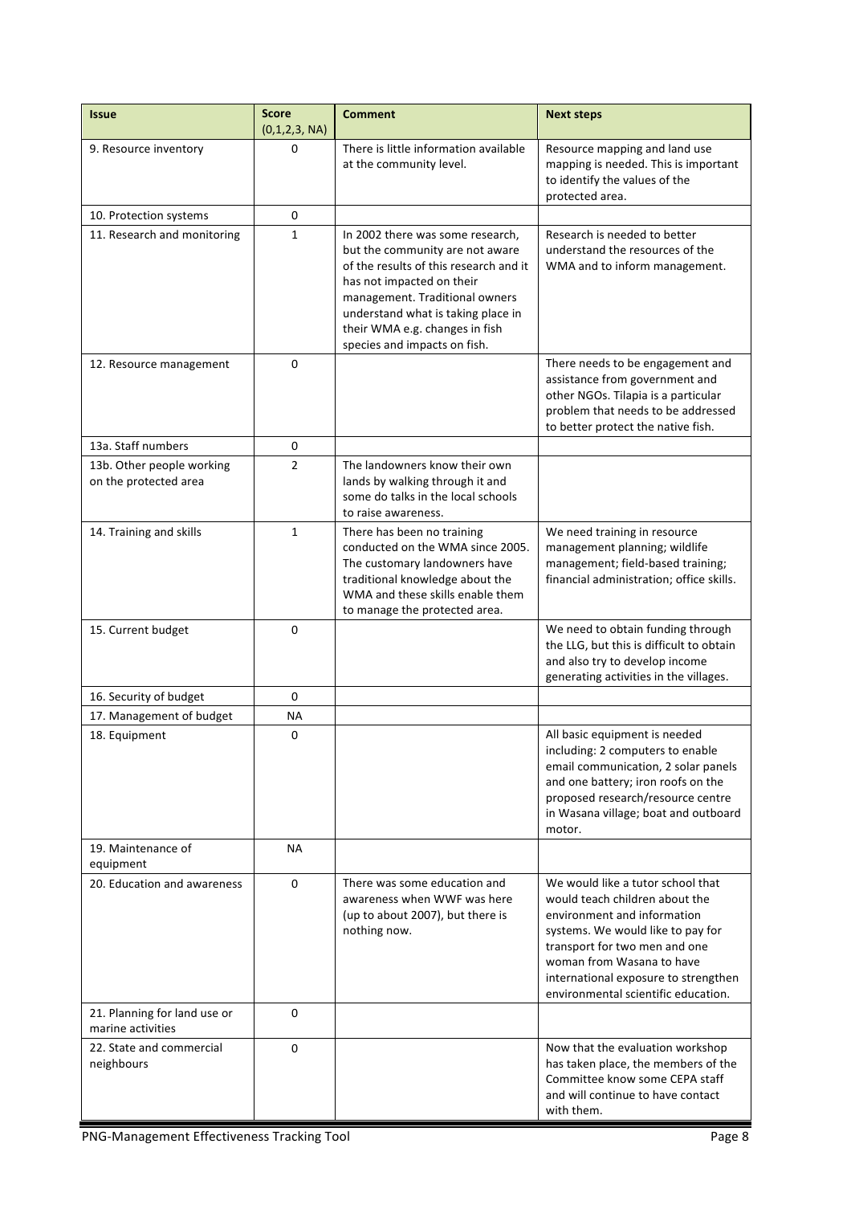| Issue | Score (0,1,2,3, NA) | Comment | Next steps |
|---|---|---|---|
| 9. Resource inventory | 0 | There is little information available at the community level. | Resource mapping and land use mapping is needed. This is important to identify the values of the protected area. |
| 10. Protection systems | 0 | | |
| 11. Research and monitoring | 1 | In 2002 there was some research, but the community are not aware of the results of this research and it has not impacted on their management. Traditional owners understand what is taking place in their WMA e.g. changes in fish species and impacts on fish. | Research is needed to better understand the resources of the WMA and to inform management. |
| 12. Resource management | 0 | | There needs to be engagement and assistance from government and other NGOs. Tilapia is a particular problem that needs to be addressed to better protect the native fish. |
| 13a. Staff numbers | 0 | | |
| 13b. Other people working on the protected area | 2 | The landowners know their own lands by walking through it and some do talks in the local schools to raise awareness. | |
| 14. Training and skills | 1 | There has been no training conducted on the WMA since 2005. The customary landowners have traditional knowledge about the WMA and these skills enable them to manage the protected area. | We need training in resource management planning; wildlife management; field-based training; financial administration; office skills. |
| 15. Current budget | 0 | | We need to obtain funding through the LLG, but this is difficult to obtain and also try to develop income generating activities in the villages. |
| 16. Security of budget | 0 | | |
| 17. Management of budget | NA | | |
| 18. Equipment | 0 | | All basic equipment is needed including: 2 computers to enable email communication, 2 solar panels and one battery; iron roofs on the proposed research/resource centre in Wasana village; boat and outboard motor. |
| 19. Maintenance of equipment | NA | | |
| 20. Education and awareness | 0 | There was some education and awareness when WWF was here (up to about 2007), but there is nothing now. | We would like a tutor school that would teach children about the environment and information systems. We would like to pay for transport for two men and one woman from Wasana to have international exposure to strengthen environmental scientific education. |
| 21. Planning for land use or marine activities | 0 | | |
| 22. State and commercial neighbours | 0 | | Now that the evaluation workshop has taken place, the members of the Committee know some CEPA staff and will continue to have contact with them. |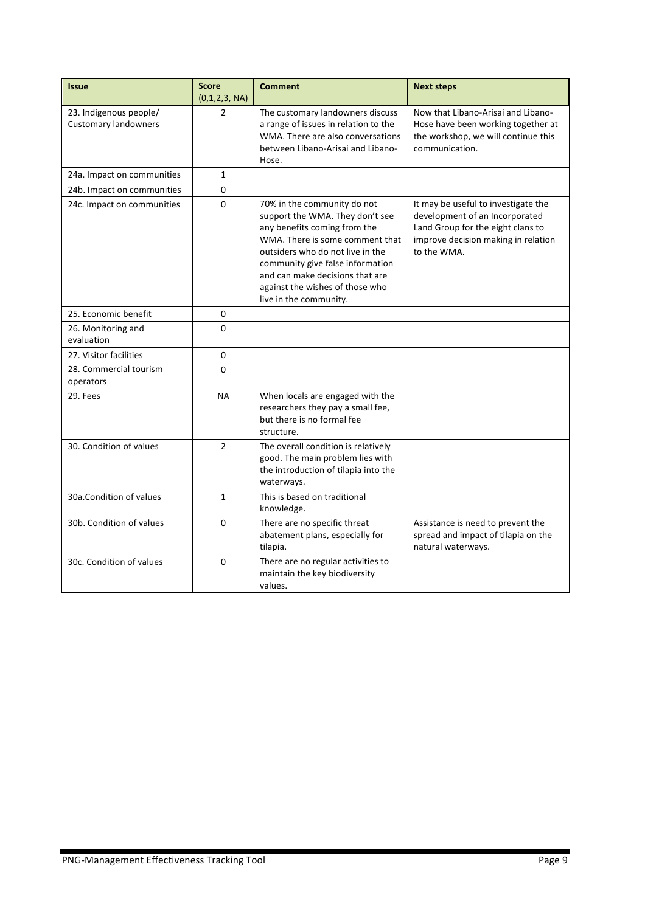| Issue | Score (0,1,2,3, NA) | Comment | Next steps |
|---|---|---|---|
| 23. Indigenous people/ Customary landowners | 2 | The customary landowners discuss a range of issues in relation to the WMA. There are also conversations between Libano-Arisai and Libano-Hose. | Now that Libano-Arisai and Libano-Hose have been working together at the workshop, we will continue this communication. |
| 24a. Impact on communities | 1 | | |
| 24b. Impact on communities | 0 | | |
| 24c. Impact on communities | 0 | 70% in the community do not support the WMA. They don't see any benefits coming from the WMA. There is some comment that outsiders who do not live in the community give false information and can make decisions that are against the wishes of those who live in the community. | It may be useful to investigate the development of an Incorporated Land Group for the eight clans to improve decision making in relation to the WMA. |
| 25. Economic benefit | 0 | | |
| 26. Monitoring and evaluation | 0 | | |
| 27. Visitor facilities | 0 | | |
| 28. Commercial tourism operators | 0 | | |
| 29. Fees | NA | When locals are engaged with the researchers they pay a small fee, but there is no formal fee structure. | |
| 30. Condition of values | 2 | The overall condition is relatively good. The main problem lies with the introduction of tilapia into the waterways. | |
| 30a.Condition of values | 1 | This is based on traditional knowledge. | |
| 30b. Condition of values | 0 | There are no specific threat abatement plans, especially for tilapia. | Assistance is need to prevent the spread and impact of tilapia on the natural waterways. |
| 30c. Condition of values | 0 | There are no regular activities to maintain the key biodiversity values. | |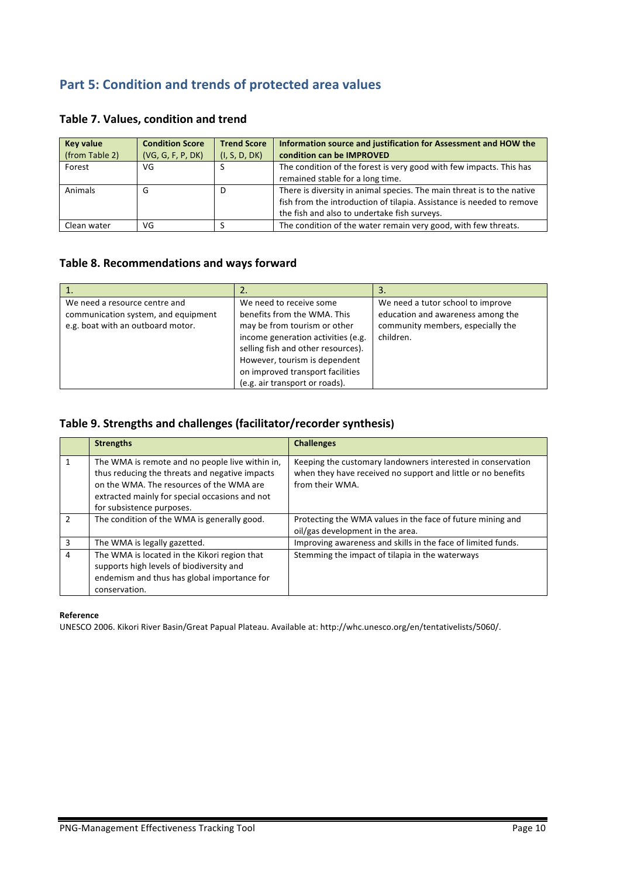## Part 5: Condition and trends of protected area values

### Table 7. Values, condition and trend

| Key value (from Table 2) | Condition Score (VG, G, F, P, DK) | Trend Score (I, S, D, DK) | Information source and justification for Assessment and HOW the condition can be IMPROVED |
|---|---|---|---|
| Forest | VG | S | The condition of the forest is very good with few impacts. This has remained stable for a long time. |
| Animals | G | D | There is diversity in animal species. The main threat is to the native fish from the introduction of tilapia. Assistance is needed to remove the fish and also to undertake fish surveys. |
| Clean water | VG | S | The condition of the water remain very good, with few threats. |

### Table 8. Recommendations and ways forward

| 1. | 2. | 3. |
|---|---|---|
| We need a resource centre and communication system, and equipment e.g. boat with an outboard motor. | We need to receive some benefits from the WMA. This may be from tourism or other income generation activities (e.g. selling fish and other resources). However, tourism is dependent on improved transport facilities (e.g. air transport or roads). | We need a tutor school to improve education and awareness among the community members, especially the children. |

### Table 9. Strengths and challenges (facilitator/recorder synthesis)

| | Strengths | Challenges |
|---|---|---|
| 1 | The WMA is remote and no people live within in, thus reducing the threats and negative impacts on the WMA. The resources of the WMA are extracted mainly for special occasions and not for subsistence purposes. | Keeping the customary landowners interested in conservation when they have received no support and little or no benefits from their WMA. |
| 2 | The condition of the WMA is generally good. | Protecting the WMA values in the face of future mining and oil/gas development in the area. |
| 3 | The WMA is legally gazetted. | Improving awareness and skills in the face of limited funds. |
| 4 | The WMA is located in the Kikori region that supports high levels of biodiversity and endemism and thus has global importance for conservation. | Stemming the impact of tilapia in the waterways |

**Reference**

UNESCO 2006. Kikori River Basin/Great Papual Plateau. Available at: http://whc.unesco.org/en/tentativelists/5060/.